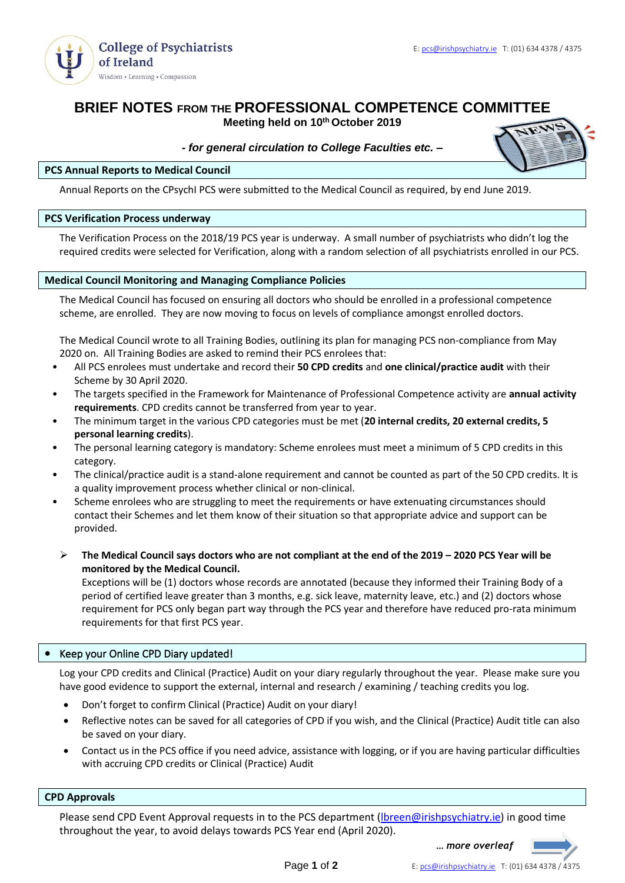College of Psychiatrists of Ireland

Wisdom • Learning • Compassion

E: pcs@irishpsychiatry.ie T: (01) 634 4378 / 4375

# BRIEF NOTES FROM THE PROFESSIONAL COMPETENCE COMMITTEE

**Meeting held on 10th October 2019**

***- for general circulation to College Faculties etc. –***

## PCS Annual Reports to Medical Council

Annual Reports on the CPsychI PCS were submitted to the Medical Council as required, by end June 2019.

## PCS Verification Process underway

The Verification Process on the 2018/19 PCS year is underway. A small number of psychiatrists who didn't log the required credits were selected for Verification, along with a random selection of all psychiatrists enrolled in our PCS.

## Medical Council Monitoring and Managing Compliance Policies

The Medical Council has focused on ensuring all doctors who should be enrolled in a professional competence scheme, are enrolled. They are now moving to focus on levels of compliance amongst enrolled doctors.

The Medical Council wrote to all Training Bodies, outlining its plan for managing PCS non-compliance from May 2020 on. All Training Bodies are asked to remind their PCS enrolees that:

- All PCS enrolees must undertake and record their **50 CPD credits** and **one clinical/practice audit** with their Scheme by 30 April 2020.
- The targets specified in the Framework for Maintenance of Professional Competence activity are **annual activity requirements**. CPD credits cannot be transferred from year to year.
- The minimum target in the various CPD categories must be met (**20 internal credits, 20 external credits, 5 personal learning credits**).
- The personal learning category is mandatory: Scheme enrolees must meet a minimum of 5 CPD credits in this category.
- The clinical/practice audit is a stand-alone requirement and cannot be counted as part of the 50 CPD credits. It is a quality improvement process whether clinical or non-clinical.
- Scheme enrolees who are struggling to meet the requirements or have extenuating circumstances should contact their Schemes and let them know of their situation so that appropriate advice and support can be provided.

> **The Medical Council says doctors who are not compliant at the end of the 2019 – 2020 PCS Year will be monitored by the Medical Council.**
> Exceptions will be (1) doctors whose records are annotated (because they informed their Training Body of a period of certified leave greater than 3 months, e.g. sick leave, maternity leave, etc.) and (2) doctors whose requirement for PCS only began part way through the PCS year and therefore have reduced pro-rata minimum requirements for that first PCS year.

## Keep your Online CPD Diary updated!

Log your CPD credits and Clinical (Practice) Audit on your diary regularly throughout the year. Please make sure you have good evidence to support the external, internal and research / examining / teaching credits you log.

- Don't forget to confirm Clinical (Practice) Audit on your diary!
- Reflective notes can be saved for all categories of CPD if you wish, and the Clinical (Practice) Audit title can also be saved on your diary.
- Contact us in the PCS office if you need advice, assistance with logging, or if you are having particular difficulties with accruing CPD credits or Clinical (Practice) Audit

## CPD Approvals

Please send CPD Event Approval requests in to the PCS department (lbreen@irishpsychiatry.ie) in good time throughout the year, to avoid delays towards PCS Year end (April 2020).

*… more overleaf*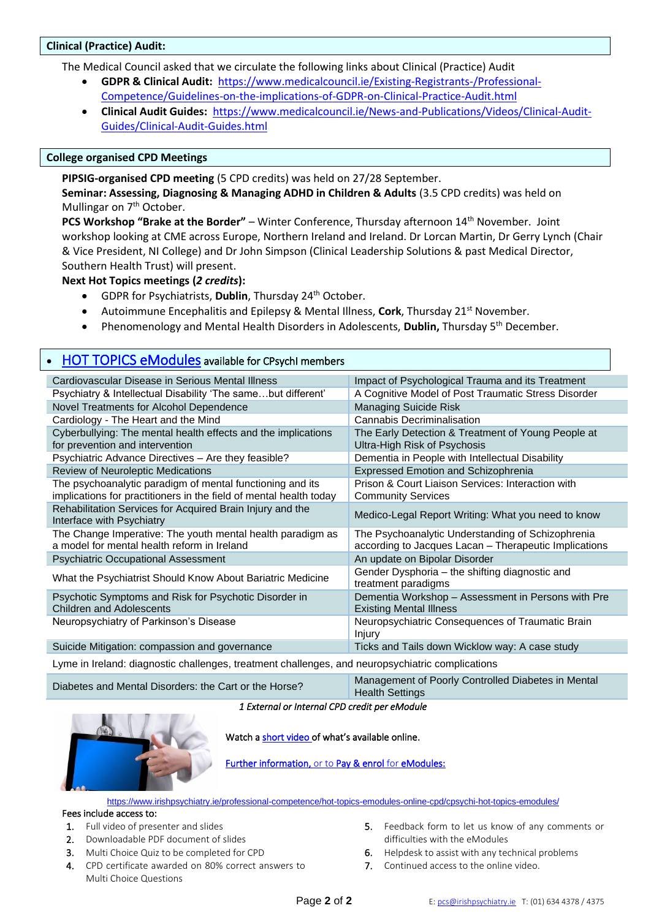## Clinical (Practice) Audit:

The Medical Council asked that we circulate the following links about Clinical (Practice) Audit

- **GDPR & Clinical Audit:** https://www.medicalcouncil.ie/Existing-Registrants-/Professional-Competence/Guidelines-on-the-implications-of-GDPR-on-Clinical-Practice-Audit.html
- **Clinical Audit Guides:** https://www.medicalcouncil.ie/News-and-Publications/Videos/Clinical-Audit-Guides/Clinical-Audit-Guides.html

## College organised CPD Meetings

**PIPSIG-organised CPD meeting** (5 CPD credits) was held on 27/28 September.

**Seminar: Assessing, Diagnosing & Managing ADHD in Children & Adults** (3.5 CPD credits) was held on Mullingar on 7th October.

**PCS Workshop "Brake at the Border"** – Winter Conference, Thursday afternoon 14th November. Joint workshop looking at CME across Europe, Northern Ireland and Ireland. Dr Lorcan Martin, Dr Gerry Lynch (Chair & Vice President, NI College) and Dr John Simpson (Clinical Leadership Solutions & past Medical Director, Southern Health Trust) will present.

**Next Hot Topics meetings (*2 credits*):**

- GDPR for Psychiatrists, **Dublin**, Thursday 24th October.
- Autoimmune Encephalitis and Epilepsy & Mental Illness, **Cork**, Thursday 21st November.
- Phenomenology and Mental Health Disorders in Adolescents, **Dublin,** Thursday 5th December.

## HOT TOPICS eModules available for CPsychI members

| | |
|---|---|
| Cardiovascular Disease in Serious Mental Illness | Impact of Psychological Trauma and its Treatment |
| Psychiatry & Intellectual Disability 'The same…but different' | A Cognitive Model of Post Traumatic Stress Disorder |
| Novel Treatments for Alcohol Dependence | Managing Suicide Risk |
| Cardiology - The Heart and the Mind | Cannabis Decriminalisation |
| Cyberbullying: The mental health effects and the implications for prevention and intervention | The Early Detection & Treatment of Young People at Ultra-High Risk of Psychosis |
| Psychiatric Advance Directives – Are they feasible? | Dementia in People with Intellectual Disability |
| Review of Neuroleptic Medications | Expressed Emotion and Schizophrenia |
| The psychoanalytic paradigm of mental functioning and its implications for practitioners in the field of mental health today | Prison & Court Liaison Services: Interaction with Community Services |
| Rehabilitation Services for Acquired Brain Injury and the Interface with Psychiatry | Medico-Legal Report Writing: What you need to know |
| The Change Imperative: The youth mental health paradigm as a model for mental health reform in Ireland | The Psychoanalytic Understanding of Schizophrenia according to Jacques Lacan – Therapeutic Implications |
| Psychiatric Occupational Assessment | An update on Bipolar Disorder |
| What the Psychiatrist Should Know About Bariatric Medicine | Gender Dysphoria – the shifting diagnostic and treatment paradigms |
| Psychotic Symptoms and Risk for Psychotic Disorder in Children and Adolescents | Dementia Workshop – Assessment in Persons with Pre Existing Mental Illness |
| Neuropsychiatry of Parkinson's Disease | Neuropsychiatric Consequences of Traumatic Brain Injury |
| Suicide Mitigation: compassion and governance | Ticks and Tails down Wicklow way: A case study |
| Lyme in Ireland: diagnostic challenges, treatment challenges, and neuropsychiatric complications | |
| Diabetes and Mental Disorders: the Cart or the Horse? | Management of Poorly Controlled Diabetes in Mental Health Settings |

*1 External or Internal CPD credit per eModule*

Watch a short video of what's available online.

Further information, or to Pay & enrol for eModules:

https://www.irishpsychiatry.ie/professional-competence/hot-topics-emodules-online-cpd/cpsychi-hot-topics-emodules/

Fees include access to:

1. Full video of presenter and slides
2. Downloadable PDF document of slides
3. Multi Choice Quiz to be completed for CPD
4. CPD certificate awarded on 80% correct answers to Multi Choice Questions
5. Feedback form to let us know of any comments or difficulties with the eModules
6. Helpdesk to assist with any technical problems
7. Continued access to the online video.

E: pcs@irishpsychiatry.ie T: (01) 634 4378 / 4375